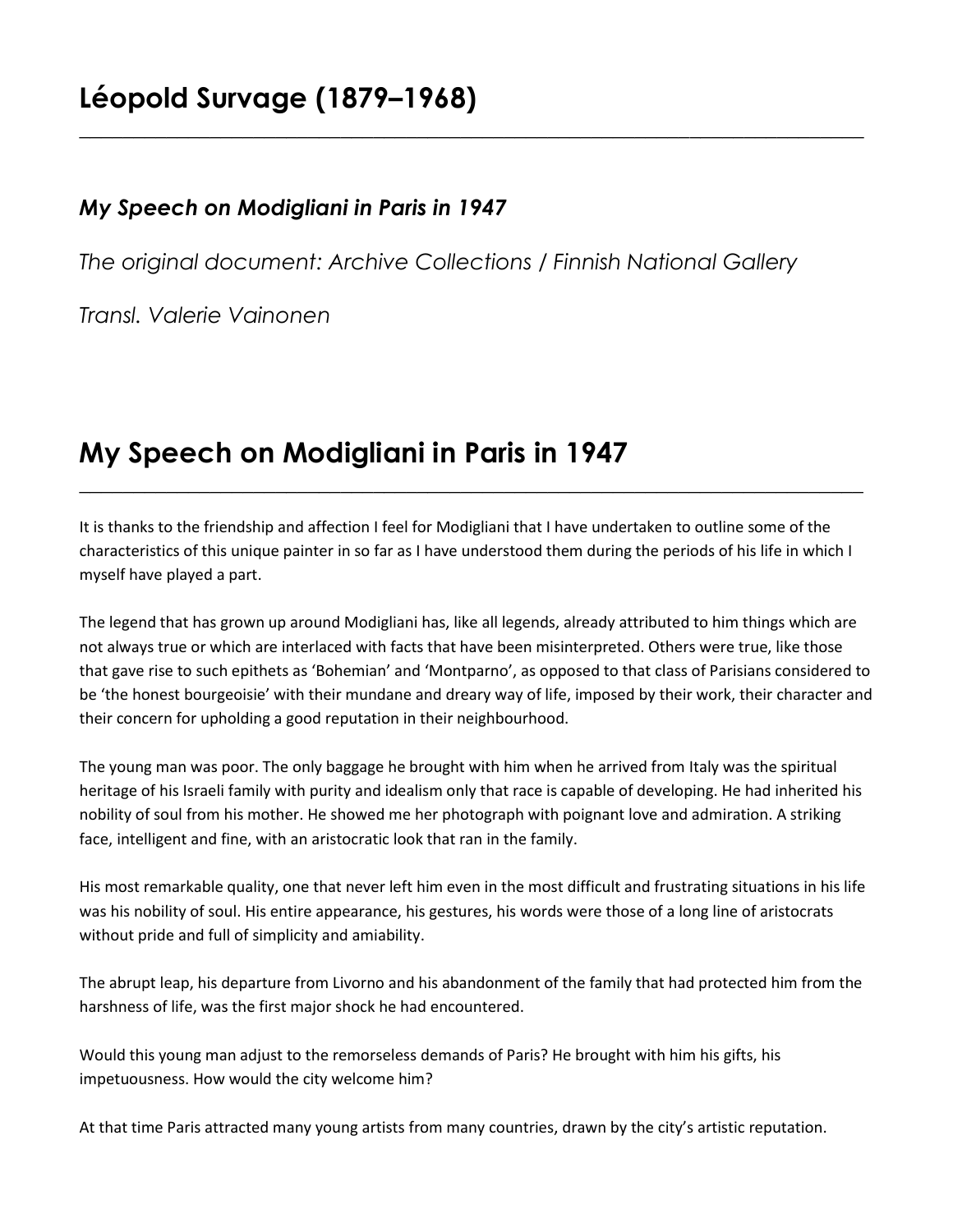# Léopold Survage (1879–1968)

### *My Speech on Modigliani in Paris in 1947*

*The original document: Archive Collections / Finnish National Gallery*

*Transl. Valerie Vainonen*

# My Speech on Modigliani in Paris in 1947

It is thanks to the friendship and affection I feel for Modigliani that I have undertaken to outline some of the characteristics of this unique painter in so far as I have understood them during the periods of his life in which I myself have played a part.

The legend that has grown up around Modigliani has, like all legends, already attributed to him things which are not always true or which are interlaced with facts that have been misinterpreted. Others were true, like those that gave rise to such epithets as 'Bohemian' and 'Montparno', as opposed to that class of Parisians considered to be 'the honest bourgeoisie' with their mundane and dreary way of life, imposed by their work, their character and their concern for upholding a good reputation in their neighbourhood.

The young man was poor. The only baggage he brought with him when he arrived from Italy was the spiritual heritage of his Israeli family with purity and idealism only that race is capable of developing. He had inherited his nobility of soul from his mother. He showed me her photograph with poignant love and admiration. A striking face, intelligent and fine, with an aristocratic look that ran in the family.

His most remarkable quality, one that never left him even in the most difficult and frustrating situations in his life was his nobility of soul. His entire appearance, his gestures, his words were those of a long line of aristocrats without pride and full of simplicity and amiability.

The abrupt leap, his departure from Livorno and his abandonment of the family that had protected him from the harshness of life, was the first major shock he had encountered.

Would this young man adjust to the remorseless demands of Paris? He brought with him his gifts, his impetuousness. How would the city welcome him?

At that time Paris attracted many young artists from many countries, drawn by the city's artistic reputation.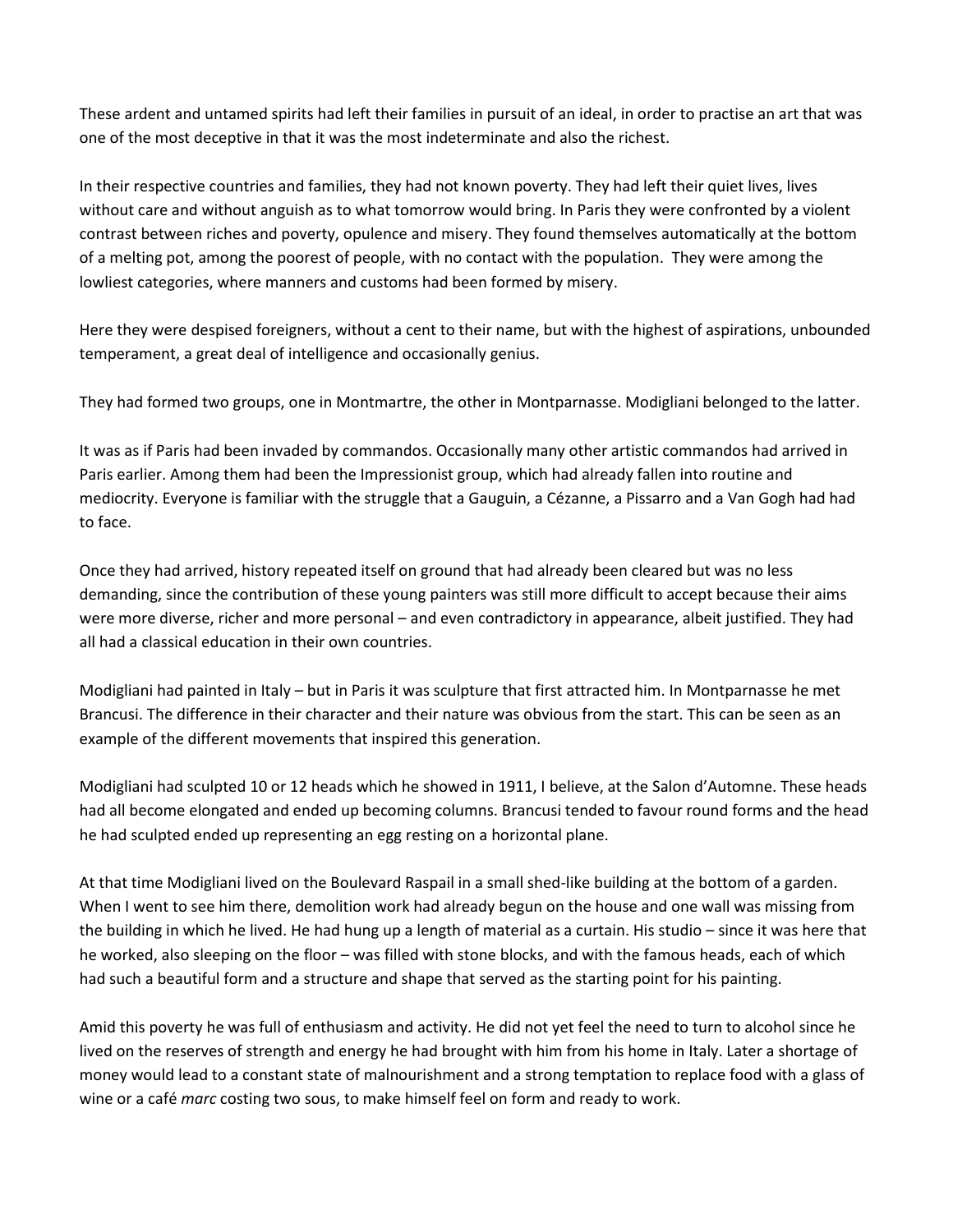These ardent and untamed spirits had left their families in pursuit of an ideal, in order to practise an art that was one of the most deceptive in that it was the most indeterminate and also the richest.

In their respective countries and families, they had not known poverty. They had left their quiet lives, lives without care and without anguish as to what tomorrow would bring. In Paris they were confronted by a violent contrast between riches and poverty, opulence and misery. They found themselves automatically at the bottom of a melting pot, among the poorest of people, with no contact with the population. They were among the lowliest categories, where manners and customs had been formed by misery.

Here they were despised foreigners, without a cent to their name, but with the highest of aspirations, unbounded temperament, a great deal of intelligence and occasionally genius.

They had formed two groups, one in Montmartre, the other in Montparnasse. Modigliani belonged to the latter.

It was as if Paris had been invaded by commandos. Occasionally many other artistic commandos had arrived in Paris earlier. Among them had been the Impressionist group, which had already fallen into routine and mediocrity. Everyone is familiar with the struggle that a Gauguin, a Cézanne, a Pissarro and a Van Gogh had had to face.

Once they had arrived, history repeated itself on ground that had already been cleared but was no less demanding, since the contribution of these young painters was still more difficult to accept because their aims were more diverse, richer and more personal – and even contradictory in appearance, albeit justified. They had all had a classical education in their own countries.

Modigliani had painted in Italy – but in Paris it was sculpture that first attracted him. In Montparnasse he met Brancusi. The difference in their character and their nature was obvious from the start. This can be seen as an example of the different movements that inspired this generation.

Modigliani had sculpted 10 or 12 heads which he showed in 1911, I believe, at the Salon d'Automne. These heads had all become elongated and ended up becoming columns. Brancusi tended to favour round forms and the head he had sculpted ended up representing an egg resting on a horizontal plane.

At that time Modigliani lived on the Boulevard Raspail in a small shed-like building at the bottom of a garden. When I went to see him there, demolition work had already begun on the house and one wall was missing from the building in which he lived. He had hung up a length of material as a curtain. His studio – since it was here that he worked, also sleeping on the floor – was filled with stone blocks, and with the famous heads, each of which had such a beautiful form and a structure and shape that served as the starting point for his painting.

Amid this poverty he was full of enthusiasm and activity. He did not yet feel the need to turn to alcohol since he lived on the reserves of strength and energy he had brought with him from his home in Italy. Later a shortage of money would lead to a constant state of malnourishment and a strong temptation to replace food with a glass of wine or a café *marc* costing two sous, to make himself feel on form and ready to work.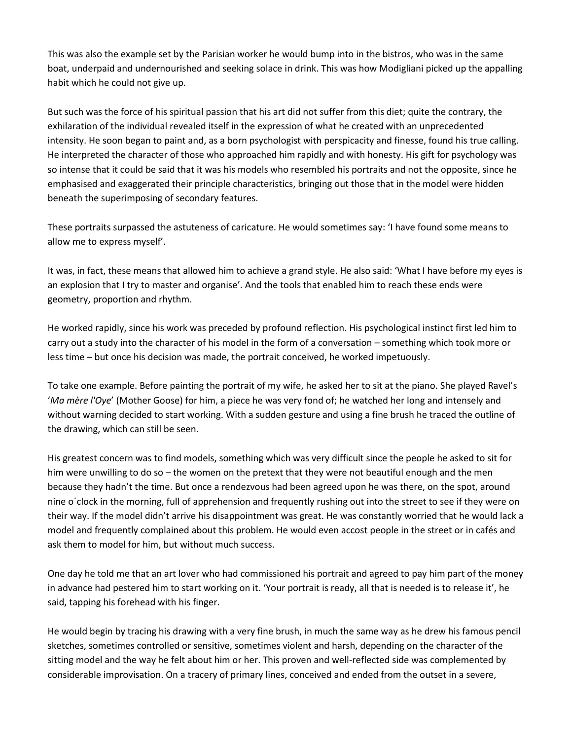This was also the example set by the Parisian worker he would bump into in the bistros, who was in the same boat, underpaid and undernourished and seeking solace in drink. This was how Modigliani picked up the appalling habit which he could not give up.

But such was the force of his spiritual passion that his art did not suffer from this diet; quite the contrary, the exhilaration of the individual revealed itself in the expression of what he created with an unprecedented intensity. He soon began to paint and, as a born psychologist with perspicacity and finesse, found his true calling. He interpreted the character of those who approached him rapidly and with honesty. His gift for psychology was so intense that it could be said that it was his models who resembled his portraits and not the opposite, since he emphasised and exaggerated their principle characteristics, bringing out those that in the model were hidden beneath the superimposing of secondary features.

These portraits surpassed the astuteness of caricature. He would sometimes say: 'I have found some means to allow me to express myself'.

It was, in fact, these means that allowed him to achieve a grand style. He also said: 'What I have before my eyes is an explosion that I try to master and organise'. And the tools that enabled him to reach these ends were geometry, proportion and rhythm.

He worked rapidly, since his work was preceded by profound reflection. His psychological instinct first led him to carry out a study into the character of his model in the form of a conversation – something which took more or less time – but once his decision was made, the portrait conceived, he worked impetuously.

To take one example. Before painting the portrait of my wife, he asked her to sit at the piano. She played Ravel's '*Ma mère l'Oye*' (Mother Goose) for him, a piece he was very fond of; he watched her long and intensely and without warning decided to start working. With a sudden gesture and using a fine brush he traced the outline of the drawing, which can still be seen.

His greatest concern was to find models, something which was very difficult since the people he asked to sit for him were unwilling to do so – the women on the pretext that they were not beautiful enough and the men because they hadn't the time. But once a rendezvous had been agreed upon he was there, on the spot, around nine o´clock in the morning, full of apprehension and frequently rushing out into the street to see if they were on their way. If the model didn't arrive his disappointment was great. He was constantly worried that he would lack a model and frequently complained about this problem. He would even accost people in the street or in cafés and ask them to model for him, but without much success.

One day he told me that an art lover who had commissioned his portrait and agreed to pay him part of the money in advance had pestered him to start working on it. 'Your portrait is ready, all that is needed is to release it', he said, tapping his forehead with his finger.

He would begin by tracing his drawing with a very fine brush, in much the same way as he drew his famous pencil sketches, sometimes controlled or sensitive, sometimes violent and harsh, depending on the character of the sitting model and the way he felt about him or her. This proven and well-reflected side was complemented by considerable improvisation. On a tracery of primary lines, conceived and ended from the outset in a severe,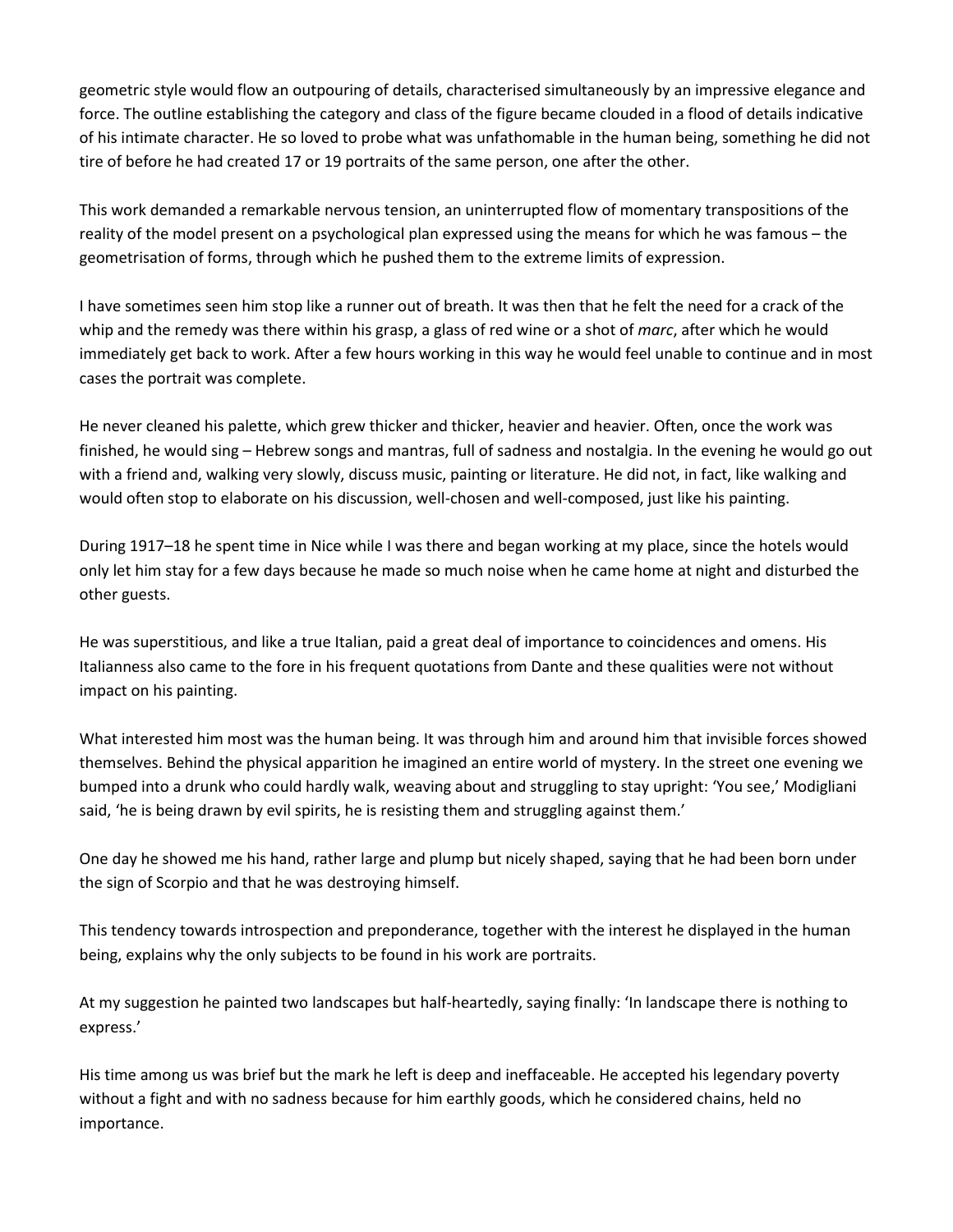geometric style would flow an outpouring of details, characterised simultaneously by an impressive elegance and force. The outline establishing the category and class of the figure became clouded in a flood of details indicative of his intimate character. He so loved to probe what was unfathomable in the human being, something he did not tire of before he had created 17 or 19 portraits of the same person, one after the other.

This work demanded a remarkable nervous tension, an uninterrupted flow of momentary transpositions of the reality of the model present on a psychological plan expressed using the means for which he was famous – the geometrisation of forms, through which he pushed them to the extreme limits of expression.

I have sometimes seen him stop like a runner out of breath. It was then that he felt the need for a crack of the whip and the remedy was there within his grasp, a glass of red wine or a shot of *marc*, after which he would immediately get back to work. After a few hours working in this way he would feel unable to continue and in most cases the portrait was complete.

He never cleaned his palette, which grew thicker and thicker, heavier and heavier. Often, once the work was finished, he would sing – Hebrew songs and mantras, full of sadness and nostalgia. In the evening he would go out with a friend and, walking very slowly, discuss music, painting or literature. He did not, in fact, like walking and would often stop to elaborate on his discussion, well-chosen and well-composed, just like his painting.

During 1917–18 he spent time in Nice while I was there and began working at my place, since the hotels would only let him stay for a few days because he made so much noise when he came home at night and disturbed the other guests.

He was superstitious, and like a true Italian, paid a great deal of importance to coincidences and omens. His Italianness also came to the fore in his frequent quotations from Dante and these qualities were not without impact on his painting.

What interested him most was the human being. It was through him and around him that invisible forces showed themselves. Behind the physical apparition he imagined an entire world of mystery. In the street one evening we bumped into a drunk who could hardly walk, weaving about and struggling to stay upright: 'You see,' Modigliani said, 'he is being drawn by evil spirits, he is resisting them and struggling against them.'

One day he showed me his hand, rather large and plump but nicely shaped, saying that he had been born under the sign of Scorpio and that he was destroying himself.

This tendency towards introspection and preponderance, together with the interest he displayed in the human being, explains why the only subjects to be found in his work are portraits.

At my suggestion he painted two landscapes but half-heartedly, saying finally: 'In landscape there is nothing to express.'

His time among us was brief but the mark he left is deep and ineffaceable. He accepted his legendary poverty without a fight and with no sadness because for him earthly goods, which he considered chains, held no importance.